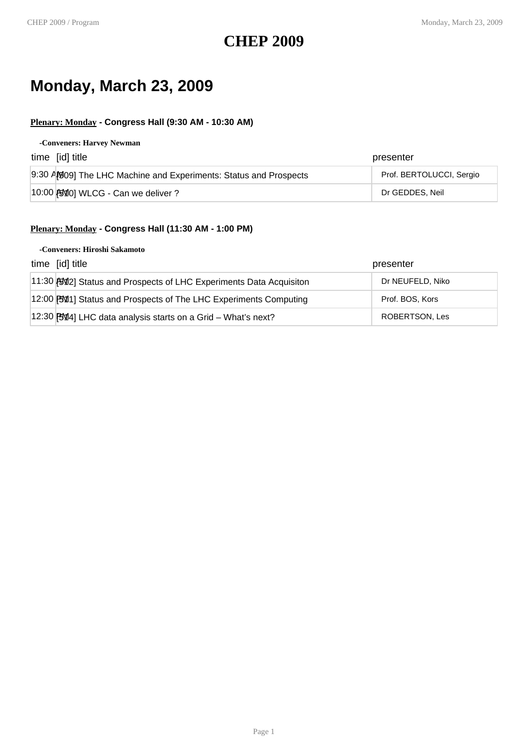# CHEP 2009

## Monday, March 23, 2009

**Plenary: Monday - Congress Hall (9:30 AM - 10:30 AM)**

**-Conveners: Harvey Newman**

| time | [id] title | presenter |
|---|---|---|
| 9:30 AM | [509] The LHC Machine and Experiments: Status and Prospects | Prof. BERTOLUCCI, Sergio |
| 10:00 AM | [510] WLCG - Can we deliver ? | Dr GEDDES, Neil |

**Plenary: Monday - Congress Hall (11:30 AM - 1:00 PM)**

**-Conveners: Hiroshi Sakamoto**

| time | [id] title | presenter |
|---|---|---|
| 11:30 AM | [512] Status and Prospects of LHC Experiments Data Acquisiton | Dr NEUFELD, Niko |
| 12:00 PM | [511] Status and Prospects of The LHC Experiments Computing | Prof. BOS, Kors |
| 12:30 PM | [514] LHC data analysis starts on a Grid – What's next? | ROBERTSON, Les |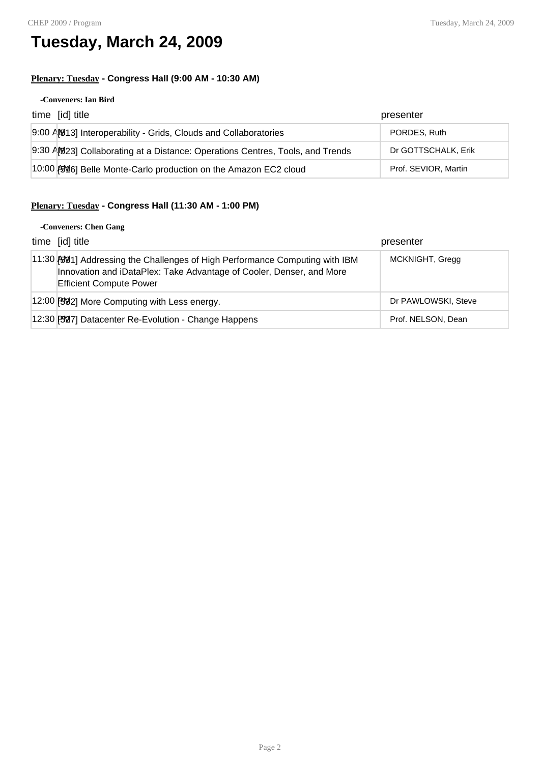# Tuesday, March 24, 2009

**Plenary: Tuesday - Congress Hall (9:00 AM - 10:30 AM)**

**-Conveners: Ian Bird**

| time | [id] title | presenter |
|---|---|---|
| 9:00 AM | [513] Interoperability - Grids, Clouds and Collaboratories | PORDES, Ruth |
| 9:30 AM | [523] Collaborating at a Distance: Operations Centres, Tools, and Trends | Dr GOTTSCHALK, Erik |
| 10:00 AM | [516] Belle Monte-Carlo production on the Amazon EC2 cloud | Prof. SEVIOR, Martin |

**Plenary: Tuesday - Congress Hall (11:30 AM - 1:00 PM)**

**-Conveners: Chen Gang**

| time | [id] title | presenter |
|---|---|---|
| 11:30 AM | [531] Addressing the Challenges of High Performance Computing with IBM Innovation and iDataPlex: Take Advantage of Cooler, Denser, and More Efficient Compute Power | MCKNIGHT, Gregg |
| 12:00 PM | [532] More Computing with Less energy. | Dr PAWLOWSKI, Steve |
| 12:30 PM | [527] Datacenter Re-Evolution - Change Happens | Prof. NELSON, Dean |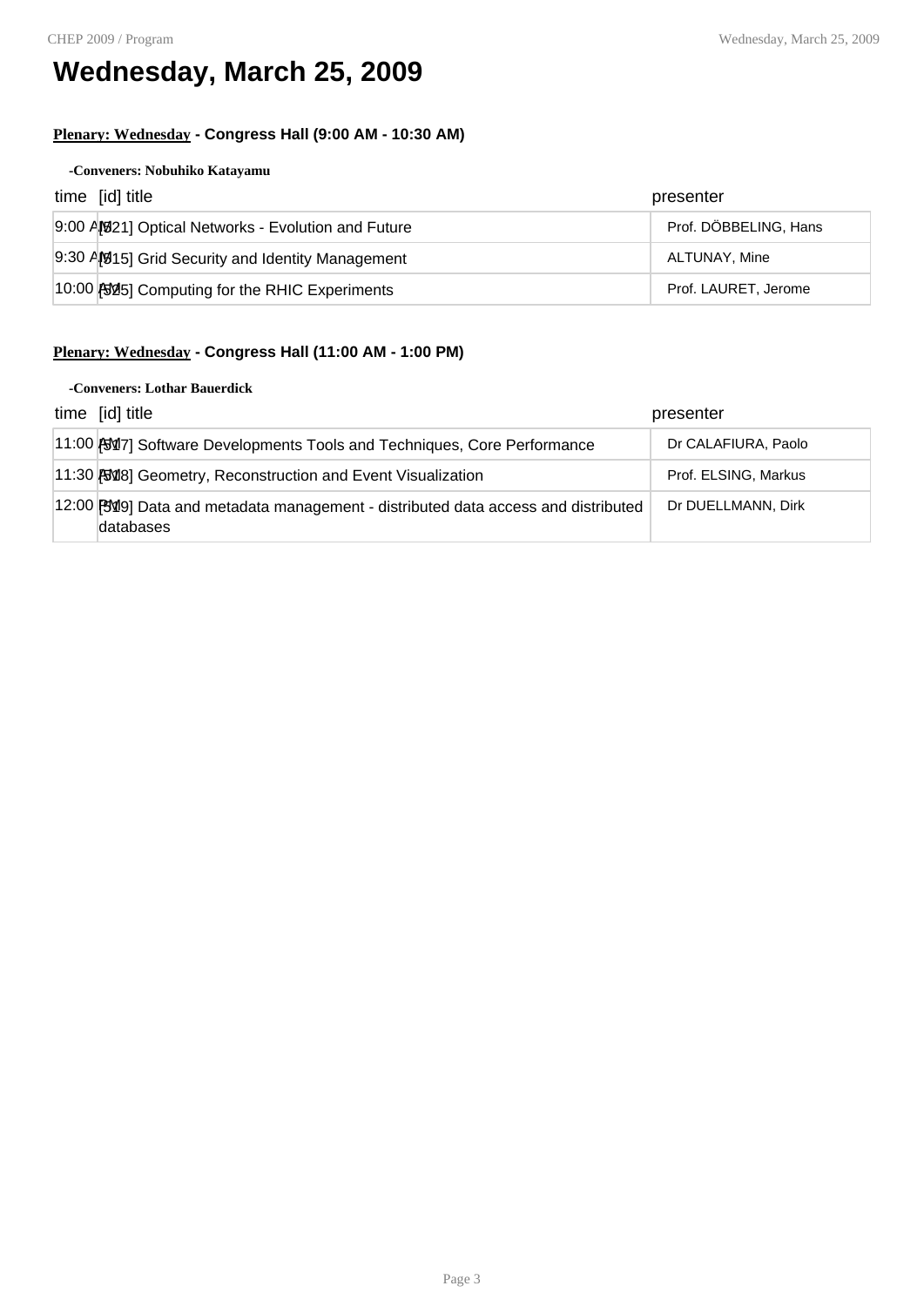# Wednesday, March 25, 2009

**Plenary: Wednesday - Congress Hall (9:00 AM - 10:30 AM)**

**-Conveners: Nobuhiko Katayamu**

| time | [id] title | presenter |
|---|---|---|
| 9:00 AM | [521] Optical Networks - Evolution and Future | Prof. DÖBBELING, Hans |
| 9:30 AM | [515] Grid Security and Identity Management | ALTUNAY, Mine |
| 10:00 AM | [525] Computing for the RHIC Experiments | Prof. LAURET, Jerome |

**Plenary: Wednesday - Congress Hall (11:00 AM - 1:00 PM)**

**-Conveners: Lothar Bauerdick**

| time | [id] title | presenter |
|---|---|---|
| 11:00 AM | [517] Software Developments Tools and Techniques, Core Performance | Dr CALAFIURA, Paolo |
| 11:30 AM | [518] Geometry, Reconstruction and Event Visualization | Prof. ELSING, Markus |
| 12:00 PM | [519] Data and metadata management - distributed data access and distributed databases | Dr DUELLMANN, Dirk |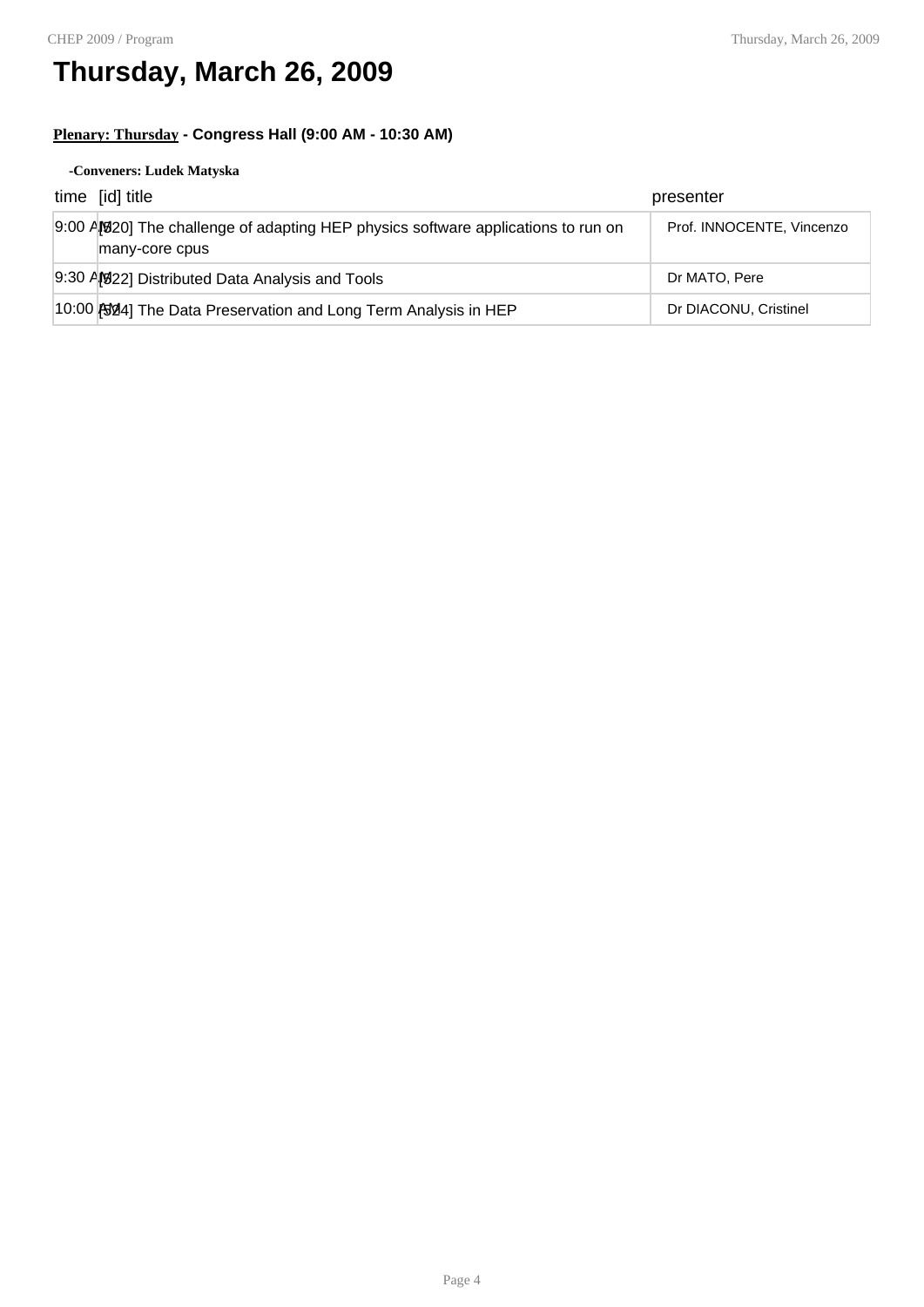# Thursday, March 26, 2009

**Plenary: Thursday - Congress Hall (9:00 AM - 10:30 AM)**

**-Conveners: Ludek Matyska**

| time | [id] title | presenter |
|---|---|---|
| 9:00 AM | [520] The challenge of adapting HEP physics software applications to run on many-core cpus | Prof. INNOCENTE, Vincenzo |
| 9:30 AM | [522] Distributed Data Analysis and Tools | Dr MATO, Pere |
| 10:00 AM | [524] The Data Preservation and Long Term Analysis in HEP | Dr DIACONU, Cristinel |